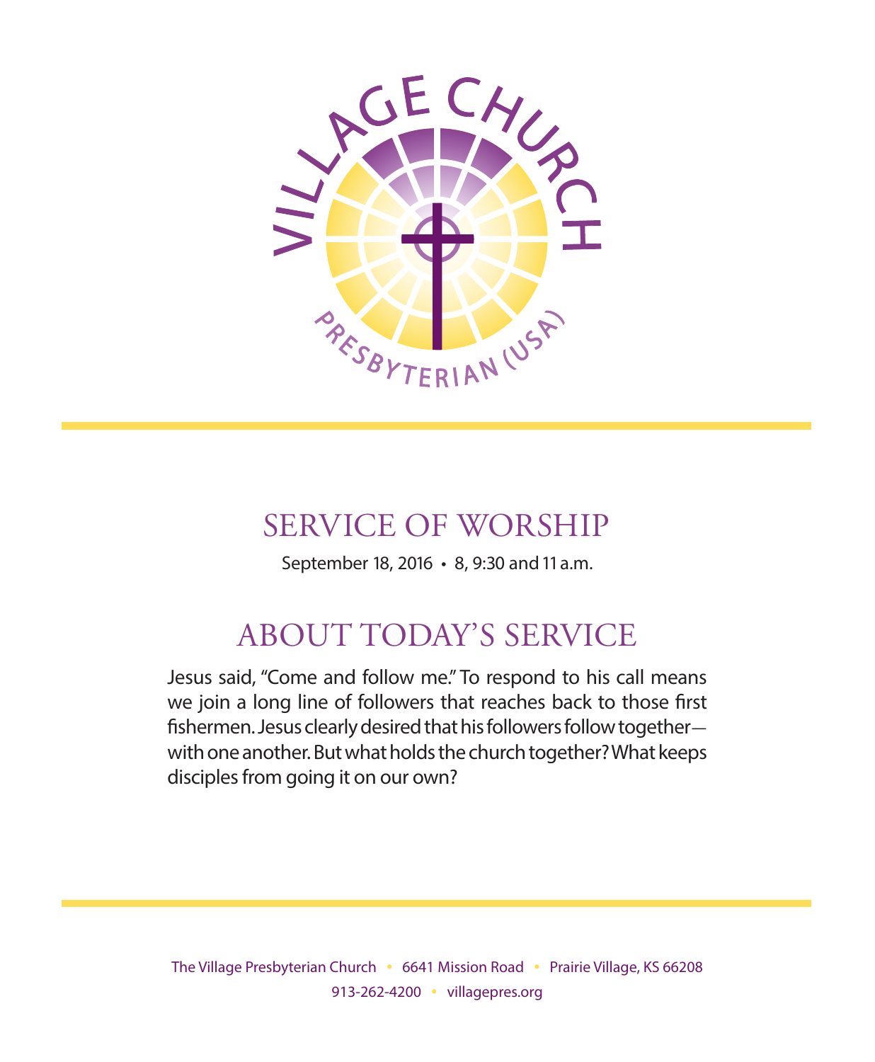VILLAGE CHURCH

PRESBYTERIAN (USA)

# SERVICE OF WORSHIP

September 18, 2016 • 8, 9:30 and 11 a.m.

## ABOUT TODAY'S SERVICE

Jesus said, "Come and follow me." To respond to his call means we join a long line of followers that reaches back to those first fishermen. Jesus clearly desired that his followers follow together—with one another. But what holds the church together? What keeps disciples from going it on our own?

The Village Presbyterian Church • 6641 Mission Road • Prairie Village, KS 66208
913-262-4200 • villagepres.org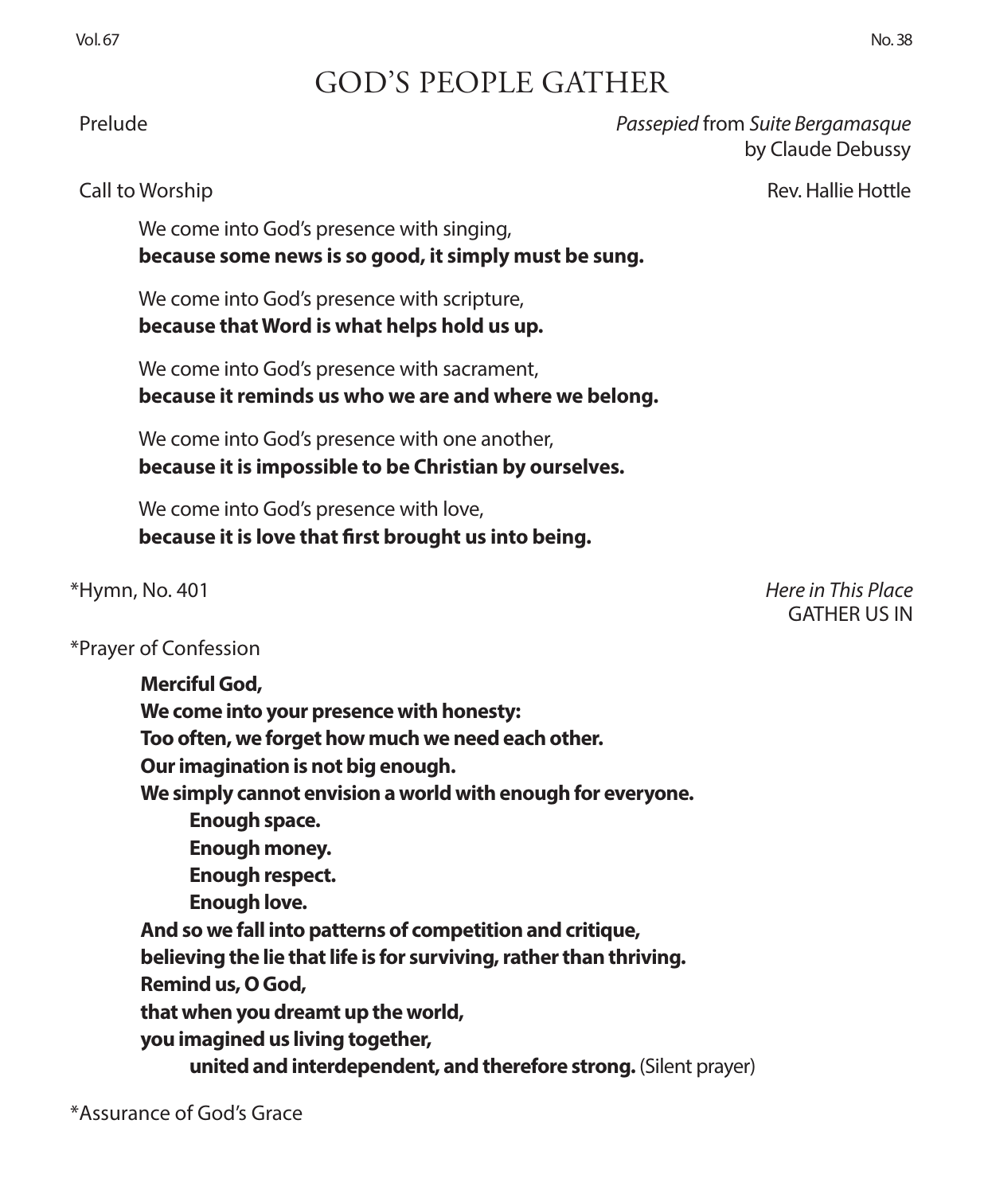# GOD'S PEOPLE GATHER

Prelude — *Passepied* from *Suite Bergamasque* by Claude Debussy

Call to Worship — Rev. Hallie Hottle

We come into God's presence with singing,
**because some news is so good, it simply must be sung.**

We come into God's presence with scripture,
**because that Word is what helps hold us up.**

We come into God's presence with sacrament,
**because it reminds us who we are and where we belong.**

We come into God's presence with one another,
**because it is impossible to be Christian by ourselves.**

We come into God's presence with love,
**because it is love that first brought us into being.**

*Hymn, No. 401 — *Here in This Place* GATHER US IN

*Prayer of Confession

**Merciful God,**
**We come into your presence with honesty:**
**Too often, we forget how much we need each other.**
**Our imagination is not big enough.**
**We simply cannot envision a world with enough for everyone.**
**Enough space.**
**Enough money.**
**Enough respect.**
**Enough love.**
**And so we fall into patterns of competition and critique,**
**believing the lie that life is for surviving, rather than thriving.**
**Remind us, O God,**
**that when you dreamt up the world,**
**you imagined us living together,**
**united and interdependent, and therefore strong.** (Silent prayer)

*Assurance of God's Grace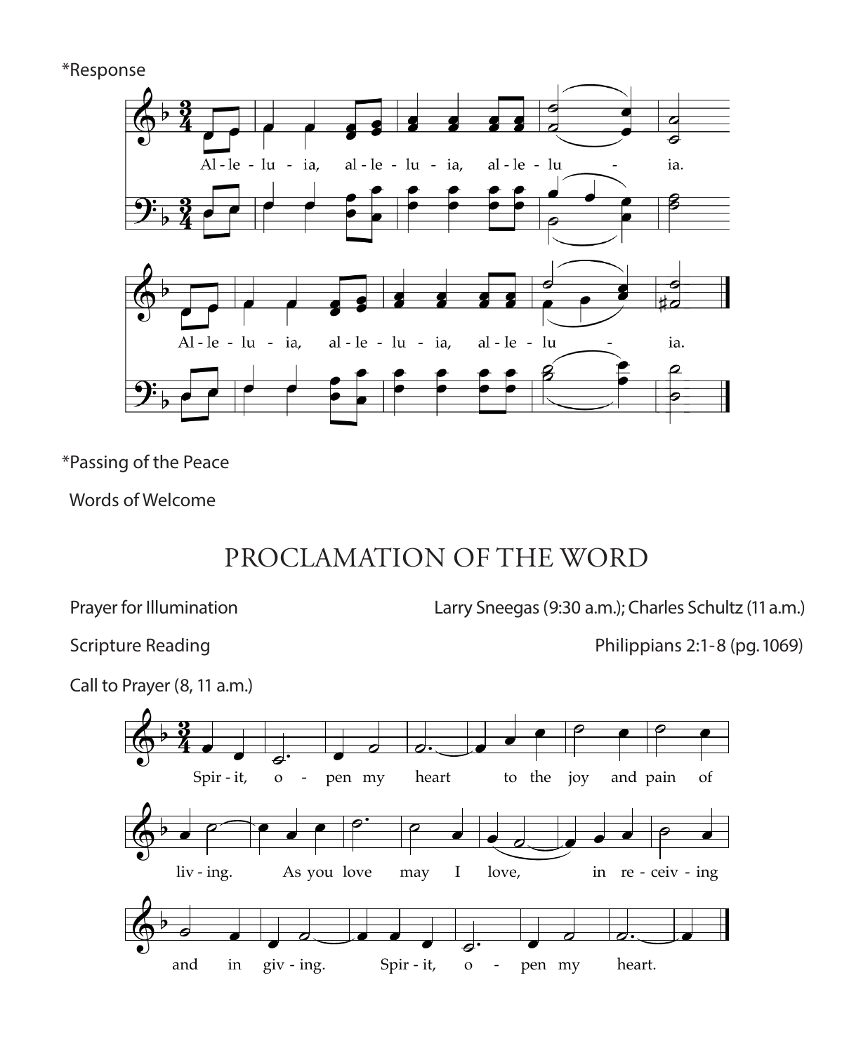*Response

Al - le - lu - ia, al - le - lu - ia, al - le - lu - ia.

Al - le - lu - ia, al - le - lu - ia, al - le - lu - ia.

*Passing of the Peace

Words of Welcome

# PROCLAMATION OF THE WORD

Prayer for Illumination — Larry Sneegas (9:30 a.m.); Charles Schultz (11 a.m.)

Scripture Reading — Philippians 2:1-8 (pg. 1069)

Call to Prayer (8, 11 a.m.)

Spir - it, o - pen my heart to the joy and pain of liv - ing. As you love may I love, in re - ceiv - ing and in giv - ing. Spir - it, o - pen my heart.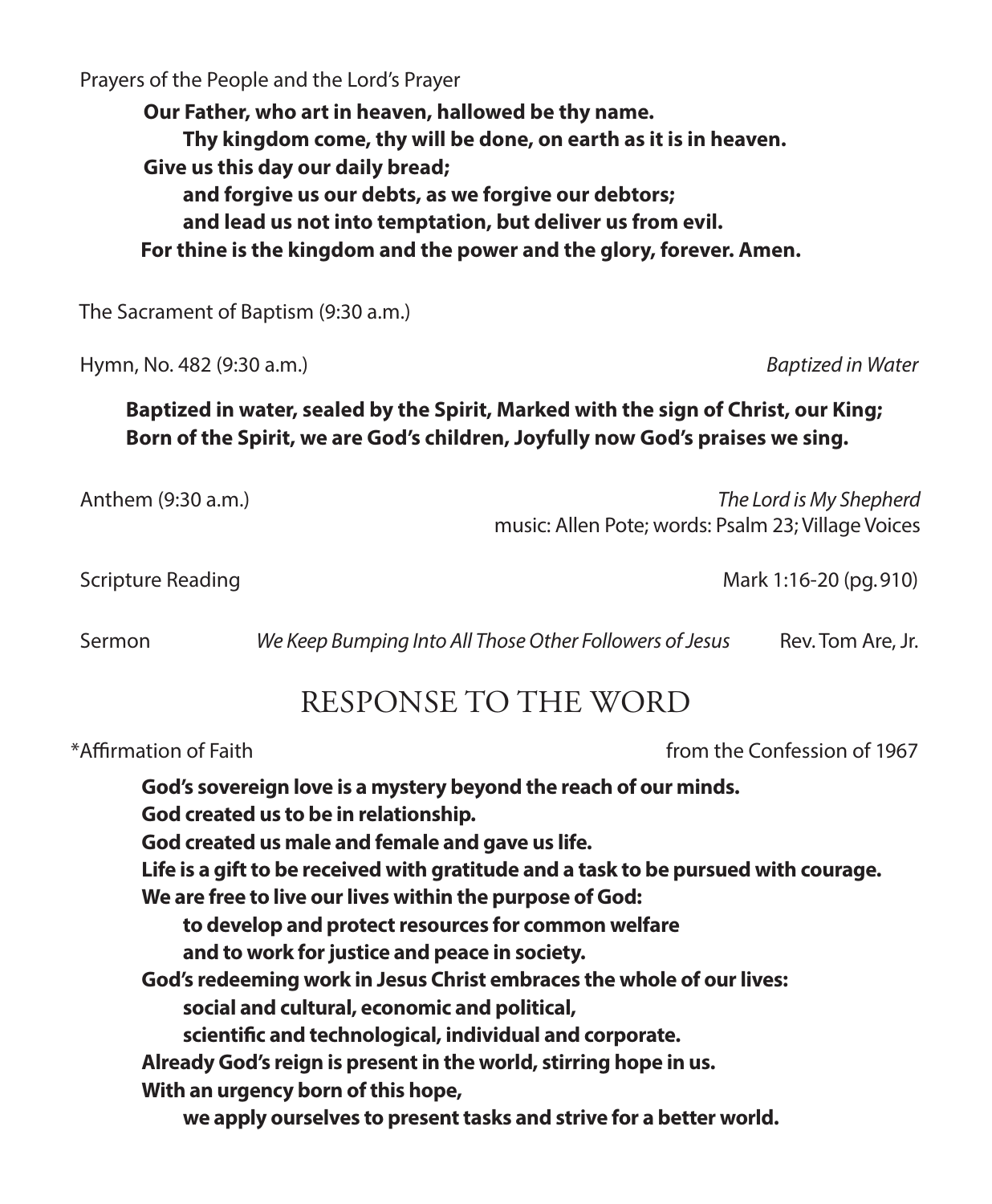Prayers of the People and the Lord's Prayer

**Our Father, who art in heaven, hallowed be thy name.**
**Thy kingdom come, thy will be done, on earth as it is in heaven.**
**Give us this day our daily bread;**
**and forgive us our debts, as we forgive our debtors;**
**and lead us not into temptation, but deliver us from evil.**
**For thine is the kingdom and the power and the glory, forever. Amen.**

The Sacrament of Baptism (9:30 a.m.)

Hymn, No. 482 (9:30 a.m.) *Baptized in Water*

**Baptized in water, sealed by the Spirit, Marked with the sign of Christ, our King;**
**Born of the Spirit, we are God's children, Joyfully now God's praises we sing.**

Anthem (9:30 a.m.) *The Lord is My Shepherd*
music: Allen Pote; words: Psalm 23; Village Voices

Scripture Reading Mark 1:16-20 (pg. 910)

Sermon *We Keep Bumping Into All Those Other Followers of Jesus* Rev. Tom Are, Jr.

## RESPONSE TO THE WORD

*Affirmation of Faith from the Confession of 1967

**God's sovereign love is a mystery beyond the reach of our minds.**
**God created us to be in relationship.**
**God created us male and female and gave us life.**
**Life is a gift to be received with gratitude and a task to be pursued with courage.**
**We are free to live our lives within the purpose of God:**
**to develop and protect resources for common welfare**
**and to work for justice and peace in society.**
**God's redeeming work in Jesus Christ embraces the whole of our lives:**
**social and cultural, economic and political,**
**scientific and technological, individual and corporate.**
**Already God's reign is present in the world, stirring hope in us.**
**With an urgency born of this hope,**
**we apply ourselves to present tasks and strive for a better world.**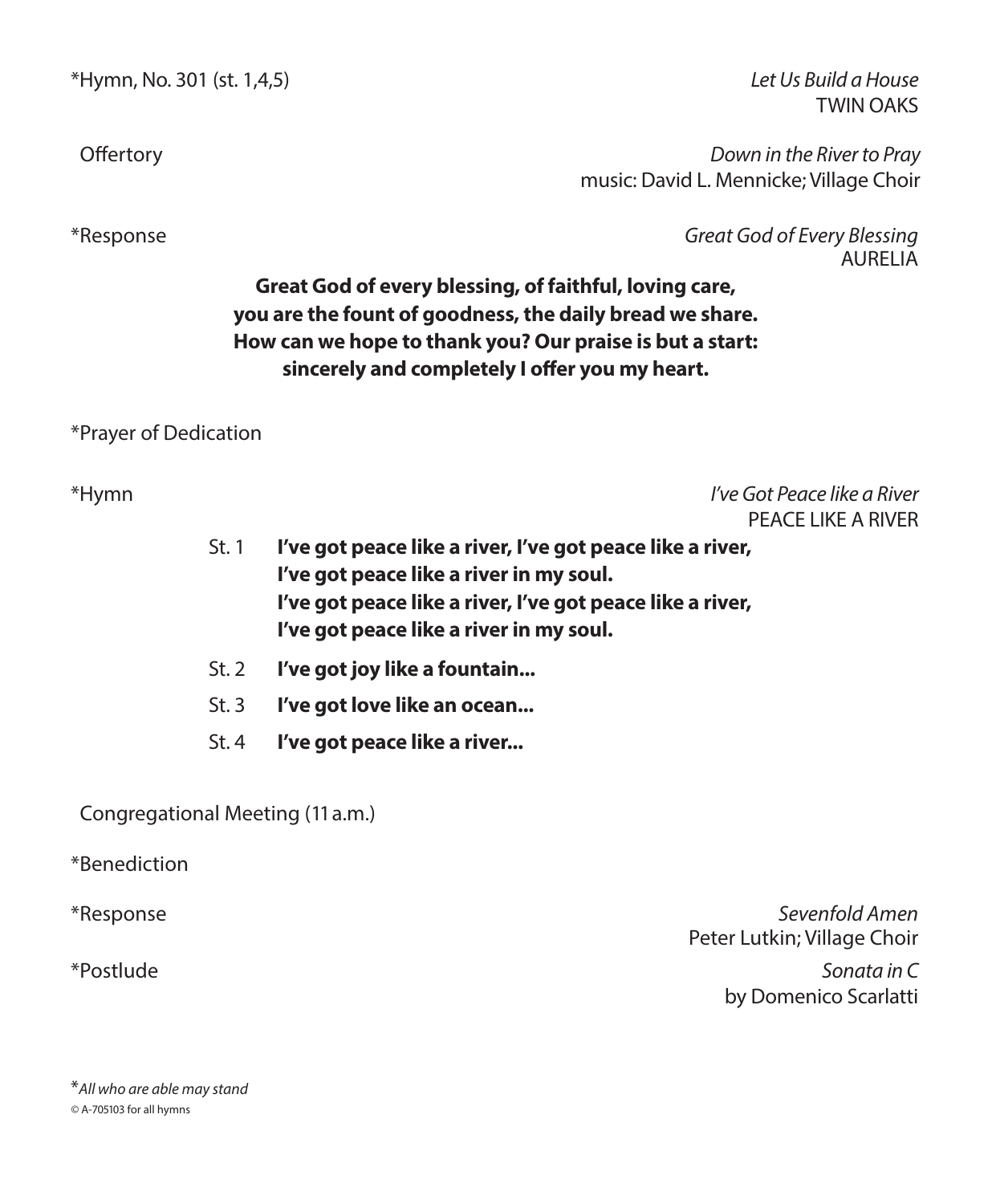*Hymn, No. 301 (st. 1,4,5) *Let Us Build a House*
TWIN OAKS

Offertory *Down in the River to Pray*
music: David L. Mennicke; Village Choir

*Response *Great God of Every Blessing*
AURELIA

**Great God of every blessing, of faithful, loving care,**
**you are the fount of goodness, the daily bread we share.**
**How can we hope to thank you? Our praise is but a start:**
**sincerely and completely I offer you my heart.**

*Prayer of Dedication

*Hymn *I've Got Peace like a River*
PEACE LIKE A RIVER

St. 1 **I've got peace like a river, I've got peace like a river,**
**I've got peace like a river in my soul.**
**I've got peace like a river, I've got peace like a river,**
**I've got peace like a river in my soul.**

St. 2 **I've got joy like a fountain...**

St. 3 **I've got love like an ocean...**

St. 4 **I've got peace like a river...**

Congregational Meeting (11 a.m.)

*Benediction

*Response *Sevenfold Amen*
Peter Lutkin; Village Choir

*Postlude *Sonata in C*
by Domenico Scarlatti

**All who are able may stand*
© A-705103 for all hymns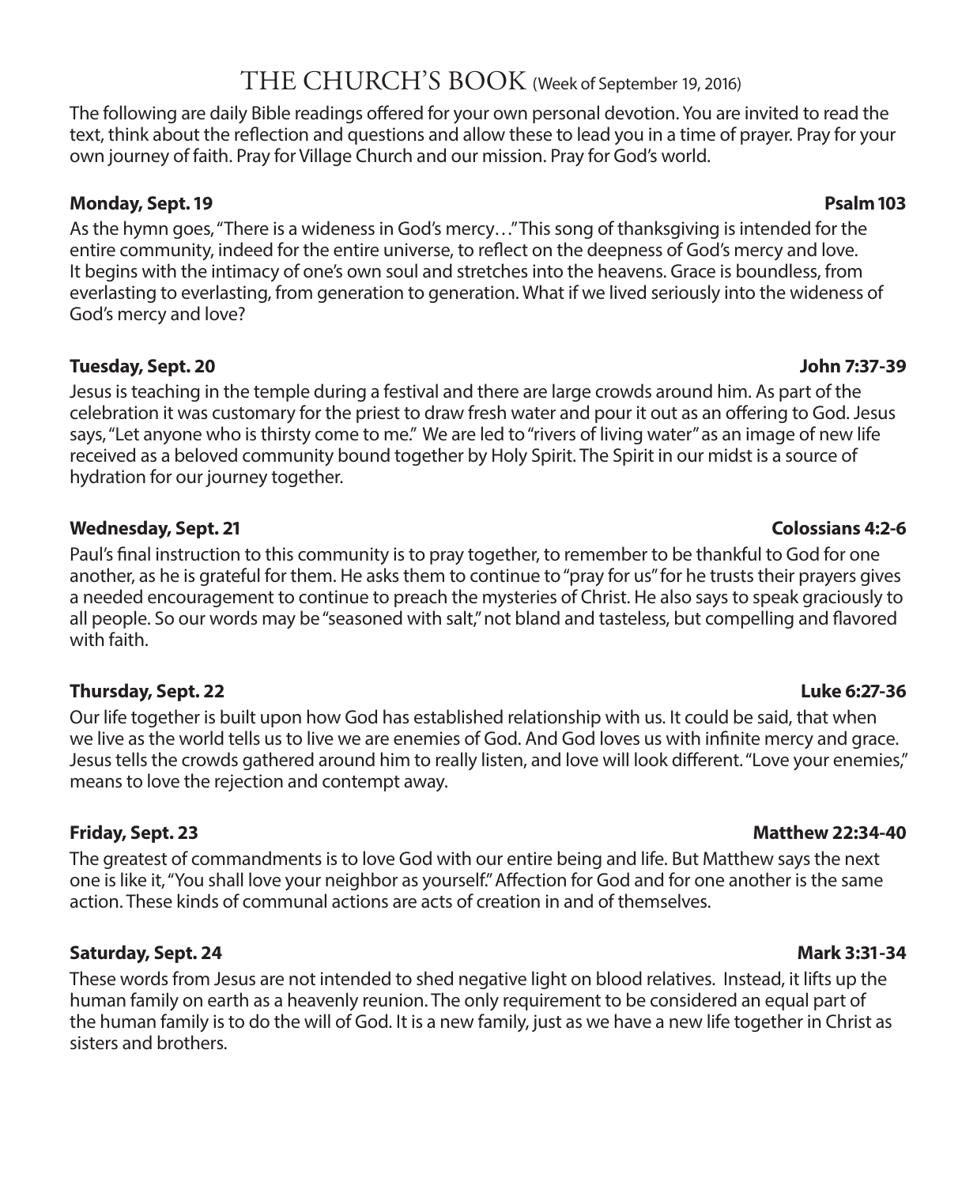# THE CHURCH'S BOOK (Week of September 19, 2016)

The following are daily Bible readings offered for your own personal devotion. You are invited to read the text, think about the reflection and questions and allow these to lead you in a time of prayer. Pray for your own journey of faith. Pray for Village Church and our mission. Pray for God's world.

**Monday, Sept. 19** **Psalm 103**

As the hymn goes, "There is a wideness in God's mercy…" This song of thanksgiving is intended for the entire community, indeed for the entire universe, to reflect on the deepness of God's mercy and love. It begins with the intimacy of one's own soul and stretches into the heavens. Grace is boundless, from everlasting to everlasting, from generation to generation. What if we lived seriously into the wideness of God's mercy and love?

**Tuesday, Sept. 20** **John 7:37-39**

Jesus is teaching in the temple during a festival and there are large crowds around him. As part of the celebration it was customary for the priest to draw fresh water and pour it out as an offering to God. Jesus says, "Let anyone who is thirsty come to me." We are led to "rivers of living water" as an image of new life received as a beloved community bound together by Holy Spirit. The Spirit in our midst is a source of hydration for our journey together.

**Wednesday, Sept. 21** **Colossians 4:2-6**

Paul's final instruction to this community is to pray together, to remember to be thankful to God for one another, as he is grateful for them. He asks them to continue to "pray for us" for he trusts their prayers gives a needed encouragement to continue to preach the mysteries of Christ. He also says to speak graciously to all people. So our words may be "seasoned with salt," not bland and tasteless, but compelling and flavored with faith.

**Thursday, Sept. 22** **Luke 6:27-36**

Our life together is built upon how God has established relationship with us. It could be said, that when we live as the world tells us to live we are enemies of God. And God loves us with infinite mercy and grace. Jesus tells the crowds gathered around him to really listen, and love will look different. "Love your enemies," means to love the rejection and contempt away.

**Friday, Sept. 23** **Matthew 22:34-40**

The greatest of commandments is to love God with our entire being and life. But Matthew says the next one is like it, "You shall love your neighbor as yourself." Affection for God and for one another is the same action. These kinds of communal actions are acts of creation in and of themselves.

**Saturday, Sept. 24** **Mark 3:31-34**

These words from Jesus are not intended to shed negative light on blood relatives. Instead, it lifts up the human family on earth as a heavenly reunion. The only requirement to be considered an equal part of the human family is to do the will of God. It is a new family, just as we have a new life together in Christ as sisters and brothers.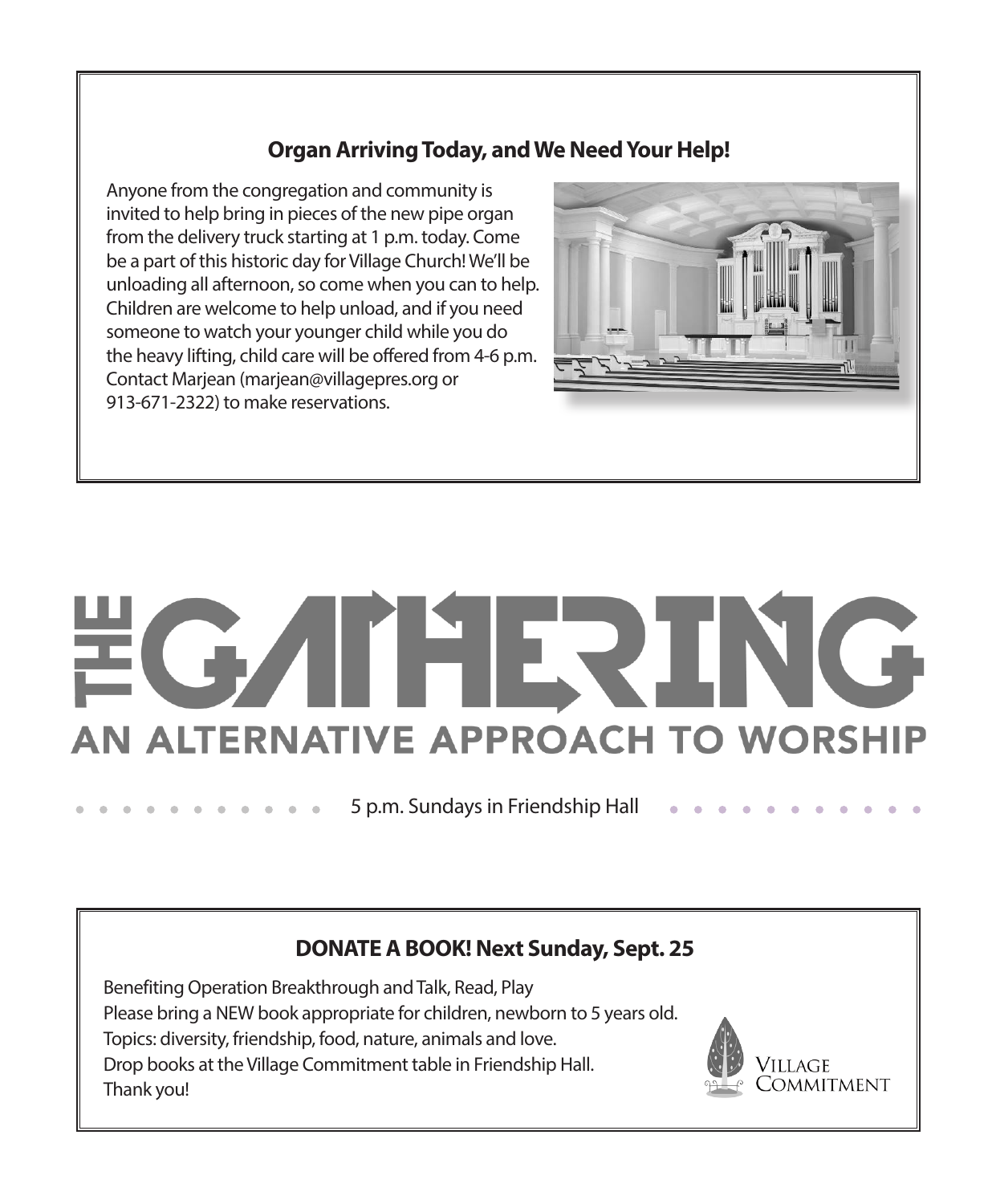## Organ Arriving Today, and We Need Your Help!

Anyone from the congregation and community is invited to help bring in pieces of the new pipe organ from the delivery truck starting at 1 p.m. today. Come be a part of this historic day for Village Church! We'll be unloading all afternoon, so come when you can to help. Children are welcome to help unload, and if you need someone to watch your younger child while you do the heavy lifting, child care will be offered from 4-6 p.m. Contact Marjean (marjean@villagepres.org or 913-671-2322) to make reservations.

# THE GATHERING

## AN ALTERNATIVE APPROACH TO WORSHIP

5 p.m. Sundays in Friendship Hall

## DONATE A BOOK! Next Sunday, Sept. 25

Benefiting Operation Breakthrough and Talk, Read, Play
Please bring a NEW book appropriate for children, newborn to 5 years old.
Topics: diversity, friendship, food, nature, animals and love.
Drop books at the Village Commitment table in Friendship Hall.
Thank you!

Village Commitment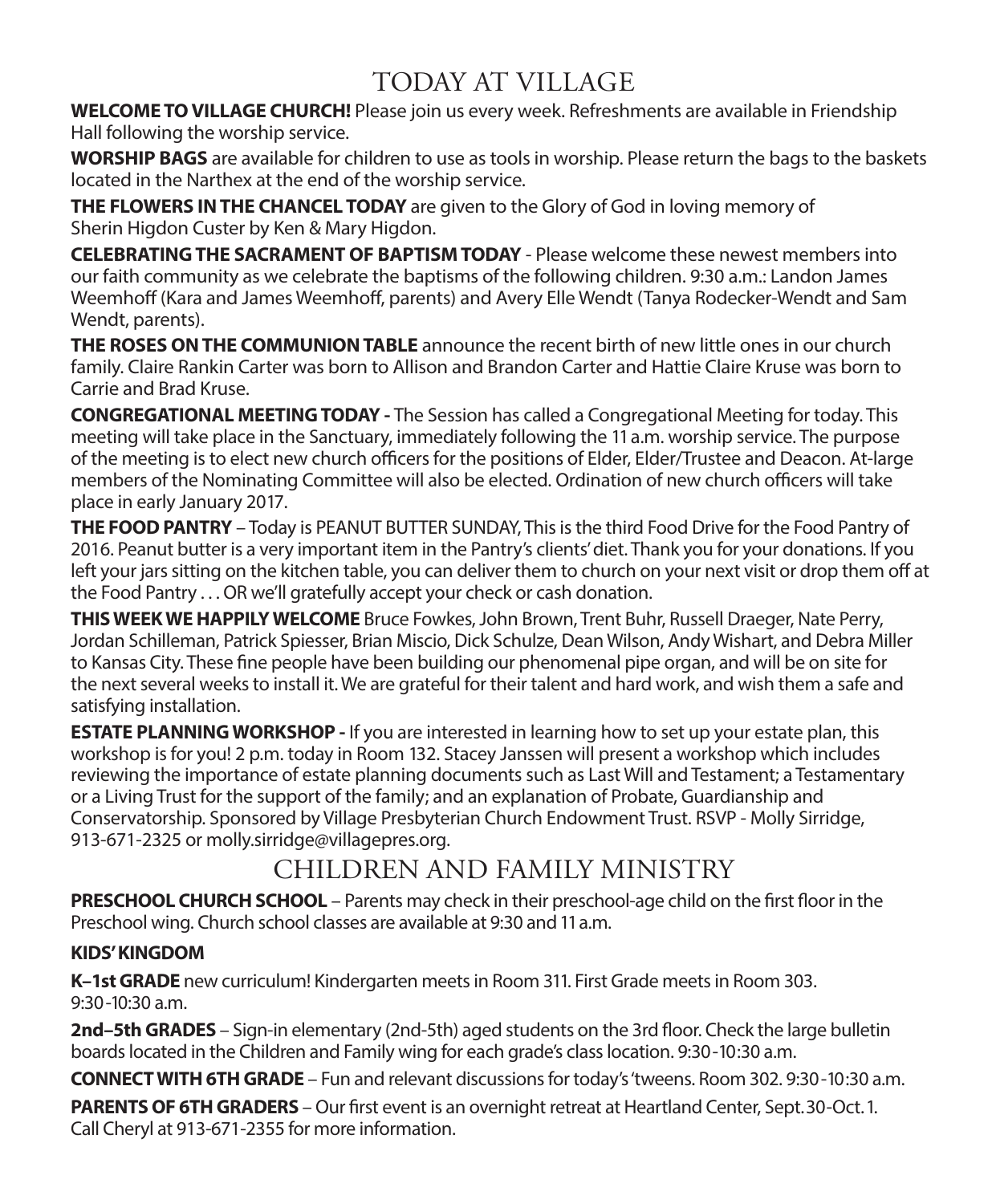# TODAY AT VILLAGE

**WELCOME TO VILLAGE CHURCH!** Please join us every week. Refreshments are available in Friendship Hall following the worship service.

**WORSHIP BAGS** are available for children to use as tools in worship. Please return the bags to the baskets located in the Narthex at the end of the worship service.

**THE FLOWERS IN THE CHANCEL TODAY** are given to the Glory of God in loving memory of Sherin Higdon Custer by Ken & Mary Higdon.

**CELEBRATING THE SACRAMENT OF BAPTISM TODAY** - Please welcome these newest members into our faith community as we celebrate the baptisms of the following children. 9:30 a.m.: Landon James Weemhoff (Kara and James Weemhoff, parents) and Avery Elle Wendt (Tanya Rodecker-Wendt and Sam Wendt, parents).

**THE ROSES ON THE COMMUNION TABLE** announce the recent birth of new little ones in our church family. Claire Rankin Carter was born to Allison and Brandon Carter and Hattie Claire Kruse was born to Carrie and Brad Kruse.

**CONGREGATIONAL MEETING TODAY -** The Session has called a Congregational Meeting for today. This meeting will take place in the Sanctuary, immediately following the 11 a.m. worship service. The purpose of the meeting is to elect new church officers for the positions of Elder, Elder/Trustee and Deacon. At-large members of the Nominating Committee will also be elected. Ordination of new church officers will take place in early January 2017.

**THE FOOD PANTRY** – Today is PEANUT BUTTER SUNDAY, This is the third Food Drive for the Food Pantry of 2016. Peanut butter is a very important item in the Pantry's clients' diet. Thank you for your donations. If you left your jars sitting on the kitchen table, you can deliver them to church on your next visit or drop them off at the Food Pantry . . . OR we'll gratefully accept your check or cash donation.

**THIS WEEK WE HAPPILY WELCOME** Bruce Fowkes, John Brown, Trent Buhr, Russell Draeger, Nate Perry, Jordan Schilleman, Patrick Spiesser, Brian Miscio, Dick Schulze, Dean Wilson, Andy Wishart, and Debra Miller to Kansas City. These fine people have been building our phenomenal pipe organ, and will be on site for the next several weeks to install it. We are grateful for their talent and hard work, and wish them a safe and satisfying installation.

**ESTATE PLANNING WORKSHOP -** If you are interested in learning how to set up your estate plan, this workshop is for you! 2 p.m. today in Room 132. Stacey Janssen will present a workshop which includes reviewing the importance of estate planning documents such as Last Will and Testament; a Testamentary or a Living Trust for the support of the family; and an explanation of Probate, Guardianship and Conservatorship. Sponsored by Village Presbyterian Church Endowment Trust. RSVP - Molly Sirridge, 913-671-2325 or molly.sirridge@villagepres.org.

# CHILDREN AND FAMILY MINISTRY

**PRESCHOOL CHURCH SCHOOL** – Parents may check in their preschool-age child on the first floor in the Preschool wing. Church school classes are available at 9:30 and 11 a.m.

**KIDS' KINGDOM**

**K–1st GRADE** new curriculum! Kindergarten meets in Room 311. First Grade meets in Room 303. 9:30-10:30 a.m.

**2nd–5th GRADES** – Sign-in elementary (2nd-5th) aged students on the 3rd floor. Check the large bulletin boards located in the Children and Family wing for each grade's class location. 9:30-10:30 a.m.

**CONNECT WITH 6TH GRADE** – Fun and relevant discussions for today's 'tweens. Room 302. 9:30-10:30 a.m.

**PARENTS OF 6TH GRADERS** – Our first event is an overnight retreat at Heartland Center, Sept. 30-Oct. 1. Call Cheryl at 913-671-2355 for more information.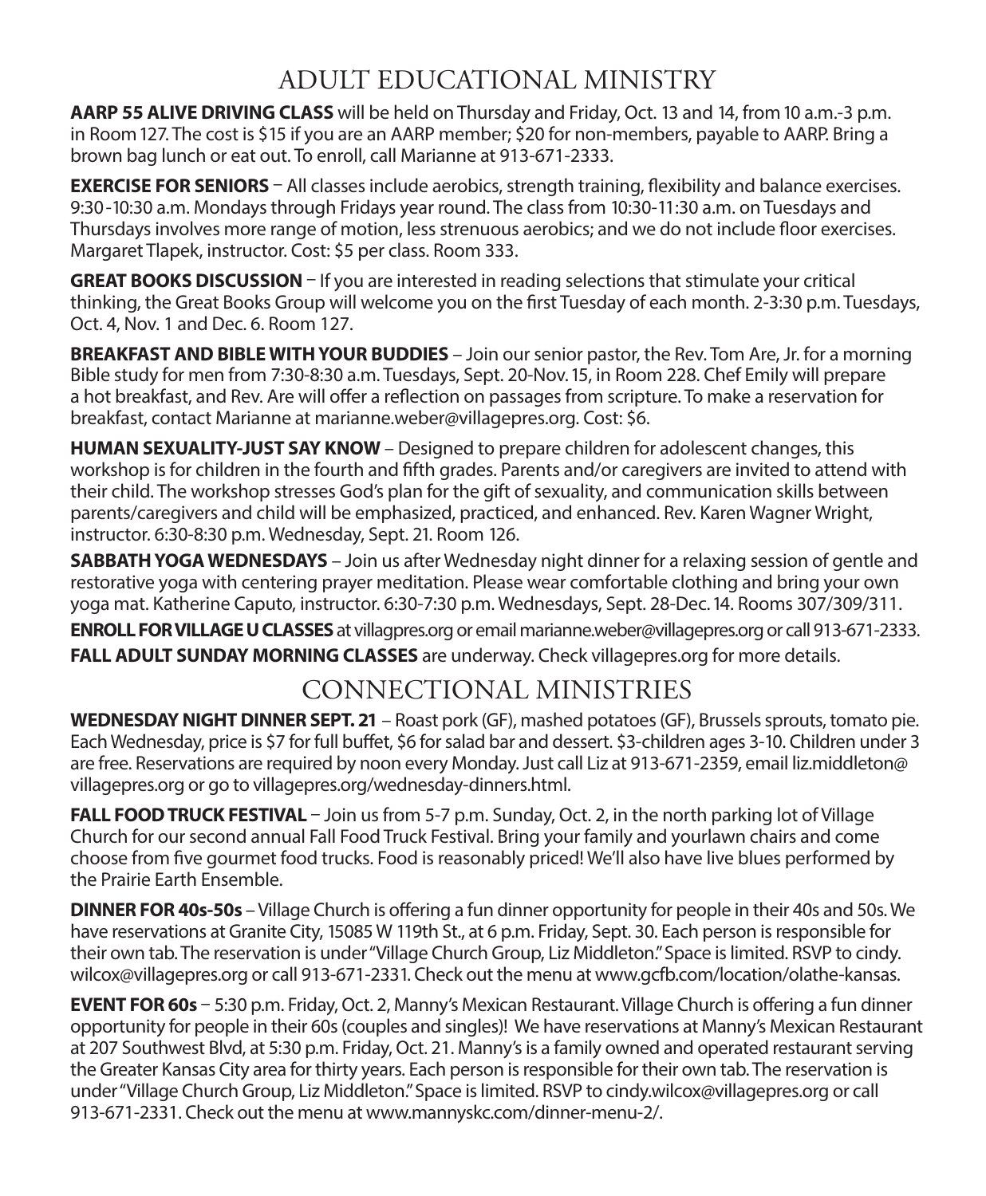## ADULT EDUCATIONAL MINISTRY

**AARP 55 ALIVE DRIVING CLASS** will be held on Thursday and Friday, Oct. 13 and 14, from 10 a.m.-3 p.m. in Room 127. The cost is $15 if you are an AARP member; $20 for non-members, payable to AARP. Bring a brown bag lunch or eat out. To enroll, call Marianne at 913-671-2333.

**EXERCISE FOR SENIORS** – All classes include aerobics, strength training, flexibility and balance exercises. 9:30-10:30 a.m. Mondays through Fridays year round. The class from 10:30-11:30 a.m. on Tuesdays and Thursdays involves more range of motion, less strenuous aerobics; and we do not include floor exercises. Margaret Tlapek, instructor. Cost: $5 per class. Room 333.

**GREAT BOOKS DISCUSSION** – If you are interested in reading selections that stimulate your critical thinking, the Great Books Group will welcome you on the first Tuesday of each month. 2-3:30 p.m. Tuesdays, Oct. 4, Nov. 1 and Dec. 6. Room 127.

**BREAKFAST AND BIBLE WITH YOUR BUDDIES** – Join our senior pastor, the Rev. Tom Are, Jr. for a morning Bible study for men from 7:30-8:30 a.m. Tuesdays, Sept. 20-Nov. 15, in Room 228. Chef Emily will prepare a hot breakfast, and Rev. Are will offer a reflection on passages from scripture. To make a reservation for breakfast, contact Marianne at marianne.weber@villagepres.org. Cost: $6.

**HUMAN SEXUALITY-JUST SAY KNOW** – Designed to prepare children for adolescent changes, this workshop is for children in the fourth and fifth grades. Parents and/or caregivers are invited to attend with their child. The workshop stresses God's plan for the gift of sexuality, and communication skills between parents/caregivers and child will be emphasized, practiced, and enhanced. Rev. Karen Wagner Wright, instructor. 6:30-8:30 p.m. Wednesday, Sept. 21. Room 126.

**SABBATH YOGA WEDNESDAYS** – Join us after Wednesday night dinner for a relaxing session of gentle and restorative yoga with centering prayer meditation. Please wear comfortable clothing and bring your own yoga mat. Katherine Caputo, instructor. 6:30-7:30 p.m. Wednesdays, Sept. 28-Dec. 14. Rooms 307/309/311.

**ENROLL FOR VILLAGE U CLASSES** at villagpres.org or email marianne.weber@villagepres.org or call 913-671-2333.

**FALL ADULT SUNDAY MORNING CLASSES** are underway. Check villagepres.org for more details.

## CONNECTIONAL MINISTRIES

**WEDNESDAY NIGHT DINNER SEPT. 21** – Roast pork (GF), mashed potatoes (GF), Brussels sprouts, tomato pie. Each Wednesday, price is $7 for full buffet, $6 for salad bar and dessert. $3-children ages 3-10. Children under 3 are free. Reservations are required by noon every Monday. Just call Liz at 913-671-2359, email liz.middleton@villagepres.org or go to villagepres.org/wednesday-dinners.html.

**FALL FOOD TRUCK FESTIVAL** – Join us from 5-7 p.m. Sunday, Oct. 2, in the north parking lot of Village Church for our second annual Fall Food Truck Festival. Bring your family and yourlawn chairs and come choose from five gourmet food trucks. Food is reasonably priced! We'll also have live blues performed by the Prairie Earth Ensemble.

**DINNER FOR 40s-50s** – Village Church is offering a fun dinner opportunity for people in their 40s and 50s. We have reservations at Granite City, 15085 W 119th St., at 6 p.m. Friday, Sept. 30. Each person is responsible for their own tab. The reservation is under "Village Church Group, Liz Middleton." Space is limited. RSVP to cindy.wilcox@villagepres.org or call 913-671-2331. Check out the menu at www.gcfb.com/location/olathe-kansas.

**EVENT FOR 60s** – 5:30 p.m. Friday, Oct. 2, Manny's Mexican Restaurant. Village Church is offering a fun dinner opportunity for people in their 60s (couples and singles)! We have reservations at Manny's Mexican Restaurant at 207 Southwest Blvd, at 5:30 p.m. Friday, Oct. 21. Manny's is a family owned and operated restaurant serving the Greater Kansas City area for thirty years. Each person is responsible for their own tab. The reservation is under "Village Church Group, Liz Middleton." Space is limited. RSVP to cindy.wilcox@villagepres.org or call 913-671-2331. Check out the menu at www.mannyskc.com/dinner-menu-2/.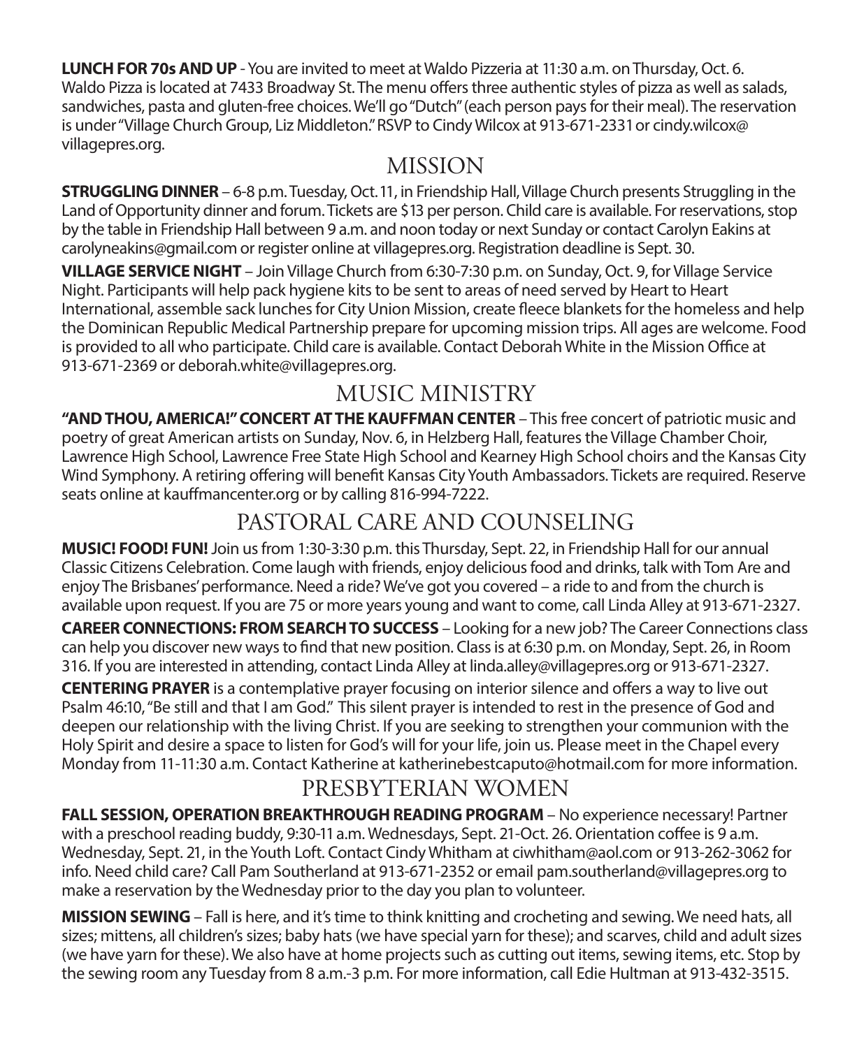**LUNCH FOR 70s AND UP** - You are invited to meet at Waldo Pizzeria at 11:30 a.m. on Thursday, Oct. 6. Waldo Pizza is located at 7433 Broadway St. The menu offers three authentic styles of pizza as well as salads, sandwiches, pasta and gluten-free choices. We'll go "Dutch" (each person pays for their meal). The reservation is under "Village Church Group, Liz Middleton." RSVP to Cindy Wilcox at 913-671-2331 or cindy.wilcox@villagepres.org.

## MISSION

**STRUGGLING DINNER** – 6-8 p.m. Tuesday, Oct. 11, in Friendship Hall, Village Church presents Struggling in the Land of Opportunity dinner and forum. Tickets are $13 per person. Child care is available. For reservations, stop by the table in Friendship Hall between 9 a.m. and noon today or next Sunday or contact Carolyn Eakins at carolyneakins@gmail.com or register online at villagepres.org. Registration deadline is Sept. 30.

**VILLAGE SERVICE NIGHT** – Join Village Church from 6:30-7:30 p.m. on Sunday, Oct. 9, for Village Service Night. Participants will help pack hygiene kits to be sent to areas of need served by Heart to Heart International, assemble sack lunches for City Union Mission, create fleece blankets for the homeless and help the Dominican Republic Medical Partnership prepare for upcoming mission trips. All ages are welcome. Food is provided to all who participate. Child care is available. Contact Deborah White in the Mission Office at 913-671-2369 or deborah.white@villagepres.org.

## MUSIC MINISTRY

**"AND THOU, AMERICA!" CONCERT AT THE KAUFFMAN CENTER** – This free concert of patriotic music and poetry of great American artists on Sunday, Nov. 6, in Helzberg Hall, features the Village Chamber Choir, Lawrence High School, Lawrence Free State High School and Kearney High School choirs and the Kansas City Wind Symphony. A retiring offering will benefit Kansas City Youth Ambassadors. Tickets are required. Reserve seats online at kauffmancenter.org or by calling 816-994-7222.

## PASTORAL CARE AND COUNSELING

**MUSIC! FOOD! FUN!** Join us from 1:30-3:30 p.m. this Thursday, Sept. 22, in Friendship Hall for our annual Classic Citizens Celebration. Come laugh with friends, enjoy delicious food and drinks, talk with Tom Are and enjoy The Brisbanes' performance. Need a ride? We've got you covered – a ride to and from the church is available upon request. If you are 75 or more years young and want to come, call Linda Alley at 913-671-2327.

**CAREER CONNECTIONS: FROM SEARCH TO SUCCESS** – Looking for a new job? The Career Connections class can help you discover new ways to find that new position. Class is at 6:30 p.m. on Monday, Sept. 26, in Room 316. If you are interested in attending, contact Linda Alley at linda.alley@villagepres.org or 913-671-2327.

**CENTERING PRAYER** is a contemplative prayer focusing on interior silence and offers a way to live out Psalm 46:10, "Be still and that I am God." This silent prayer is intended to rest in the presence of God and deepen our relationship with the living Christ. If you are seeking to strengthen your communion with the Holy Spirit and desire a space to listen for God's will for your life, join us. Please meet in the Chapel every Monday from 11-11:30 a.m. Contact Katherine at katherinebestcaputo@hotmail.com for more information.

## PRESBYTERIAN WOMEN

**FALL SESSION, OPERATION BREAKTHROUGH READING PROGRAM** – No experience necessary! Partner with a preschool reading buddy, 9:30-11 a.m. Wednesdays, Sept. 21-Oct. 26. Orientation coffee is 9 a.m. Wednesday, Sept. 21, in the Youth Loft. Contact Cindy Whitham at ciwhitham@aol.com or 913-262-3062 for info. Need child care? Call Pam Southerland at 913-671-2352 or email pam.southerland@villagepres.org to make a reservation by the Wednesday prior to the day you plan to volunteer.

**MISSION SEWING** – Fall is here, and it's time to think knitting and crocheting and sewing. We need hats, all sizes; mittens, all children's sizes; baby hats (we have special yarn for these); and scarves, child and adult sizes (we have yarn for these). We also have at home projects such as cutting out items, sewing items, etc. Stop by the sewing room any Tuesday from 8 a.m.-3 p.m. For more information, call Edie Hultman at 913-432-3515.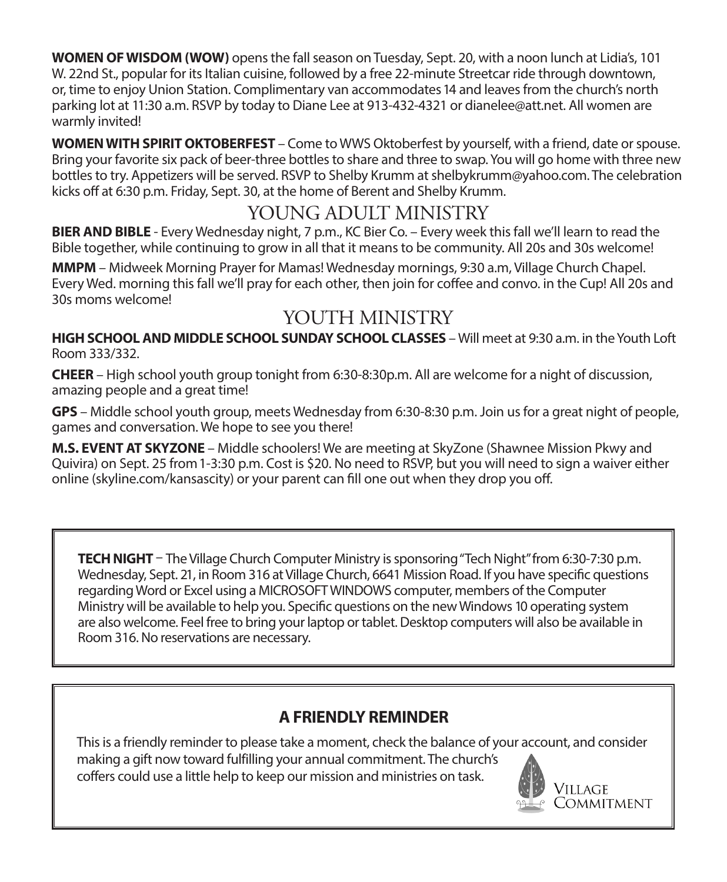**WOMEN OF WISDOM (WOW)** opens the fall season on Tuesday, Sept. 20, with a noon lunch at Lidia's, 101 W. 22nd St., popular for its Italian cuisine, followed by a free 22-minute Streetcar ride through downtown, or, time to enjoy Union Station. Complimentary van accommodates 14 and leaves from the church's north parking lot at 11:30 a.m. RSVP by today to Diane Lee at 913-432-4321 or dianelee@att.net. All women are warmly invited!

**WOMEN WITH SPIRIT OKTOBERFEST** – Come to WWS Oktoberfest by yourself, with a friend, date or spouse. Bring your favorite six pack of beer-three bottles to share and three to swap. You will go home with three new bottles to try. Appetizers will be served. RSVP to Shelby Krumm at shelbykrumm@yahoo.com. The celebration kicks off at 6:30 p.m. Friday, Sept. 30, at the home of Berent and Shelby Krumm.

## YOUNG ADULT MINISTRY

**BIER AND BIBLE** - Every Wednesday night, 7 p.m., KC Bier Co. – Every week this fall we'll learn to read the Bible together, while continuing to grow in all that it means to be community. All 20s and 30s welcome!

**MMPM** – Midweek Morning Prayer for Mamas! Wednesday mornings, 9:30 a.m, Village Church Chapel. Every Wed. morning this fall we'll pray for each other, then join for coffee and convo. in the Cup! All 20s and 30s moms welcome!

## YOUTH MINISTRY

**HIGH SCHOOL AND MIDDLE SCHOOL SUNDAY SCHOOL CLASSES** – Will meet at 9:30 a.m. in the Youth Loft Room 333/332.

**CHEER** – High school youth group tonight from 6:30-8:30p.m. All are welcome for a night of discussion, amazing people and a great time!

**GPS** – Middle school youth group, meets Wednesday from 6:30-8:30 p.m. Join us for a great night of people, games and conversation. We hope to see you there!

**M.S. EVENT AT SKYZONE** – Middle schoolers! We are meeting at SkyZone (Shawnee Mission Pkwy and Quivira) on Sept. 25 from 1-3:30 p.m. Cost is $20. No need to RSVP, but you will need to sign a waiver either online (skyline.com/kansascity) or your parent can fill one out when they drop you off.

**TECH NIGHT** – The Village Church Computer Ministry is sponsoring "Tech Night" from 6:30-7:30 p.m. Wednesday, Sept. 21, in Room 316 at Village Church, 6641 Mission Road. If you have specific questions regarding Word or Excel using a MICROSOFT WINDOWS computer, members of the Computer Ministry will be available to help you. Specific questions on the new Windows 10 operating system are also welcome. Feel free to bring your laptop or tablet. Desktop computers will also be available in Room 316. No reservations are necessary.

### A FRIENDLY REMINDER

This is a friendly reminder to please take a moment, check the balance of your account, and consider making a gift now toward fulfilling your annual commitment. The church's coffers could use a little help to keep our mission and ministries on task.

Village Commitment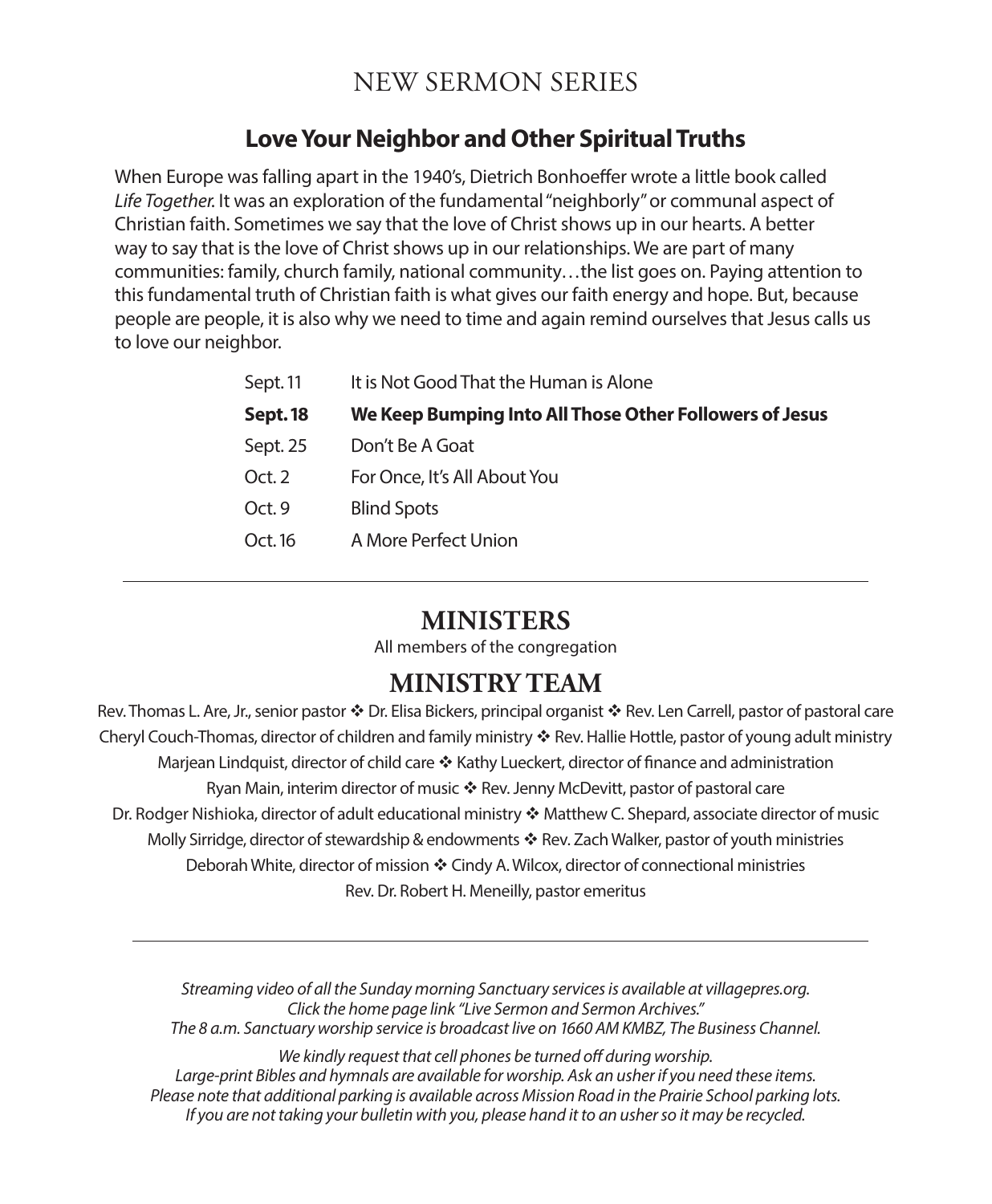# NEW SERMON SERIES

## Love Your Neighbor and Other Spiritual Truths

When Europe was falling apart in the 1940's, Dietrich Bonhoeffer wrote a little book called *Life Together.* It was an exploration of the fundamental "neighborly" or communal aspect of Christian faith. Sometimes we say that the love of Christ shows up in our hearts. A better way to say that is the love of Christ shows up in our relationships. We are part of many communities: family, church family, national community…the list goes on. Paying attention to this fundamental truth of Christian faith is what gives our faith energy and hope. But, because people are people, it is also why we need to time and again remind ourselves that Jesus calls us to love our neighbor.

| | |
|---|---|
| Sept. 11 | It is Not Good That the Human is Alone |
| **Sept. 18** | **We Keep Bumping Into All Those Other Followers of Jesus** |
| Sept. 25 | Don't Be A Goat |
| Oct. 2 | For Once, It's All About You |
| Oct. 9 | Blind Spots |
| Oct. 16 | A More Perfect Union |

---

## MINISTERS

All members of the congregation

## MINISTRY TEAM

Rev. Thomas L. Are, Jr., senior pastor ❖ Dr. Elisa Bickers, principal organist ❖ Rev. Len Carrell, pastor of pastoral care
Cheryl Couch-Thomas, director of children and family ministry ❖ Rev. Hallie Hottle, pastor of young adult ministry
Marjean Lindquist, director of child care ❖ Kathy Lueckert, director of finance and administration
Ryan Main, interim director of music ❖ Rev. Jenny McDevitt, pastor of pastoral care
Dr. Rodger Nishioka, director of adult educational ministry ❖ Matthew C. Shepard, associate director of music
Molly Sirridge, director of stewardship & endowments ❖ Rev. Zach Walker, pastor of youth ministries
Deborah White, director of mission ❖ Cindy A. Wilcox, director of connectional ministries
Rev. Dr. Robert H. Meneilly, pastor emeritus

---

*Streaming video of all the Sunday morning Sanctuary services is available at villagepres.org.*
*Click the home page link "Live Sermon and Sermon Archives."*
*The 8 a.m. Sanctuary worship service is broadcast live on 1660 AM KMBZ, The Business Channel.*

*We kindly request that cell phones be turned off during worship.*
*Large-print Bibles and hymnals are available for worship. Ask an usher if you need these items.*
*Please note that additional parking is available across Mission Road in the Prairie School parking lots.*
*If you are not taking your bulletin with you, please hand it to an usher so it may be recycled.*